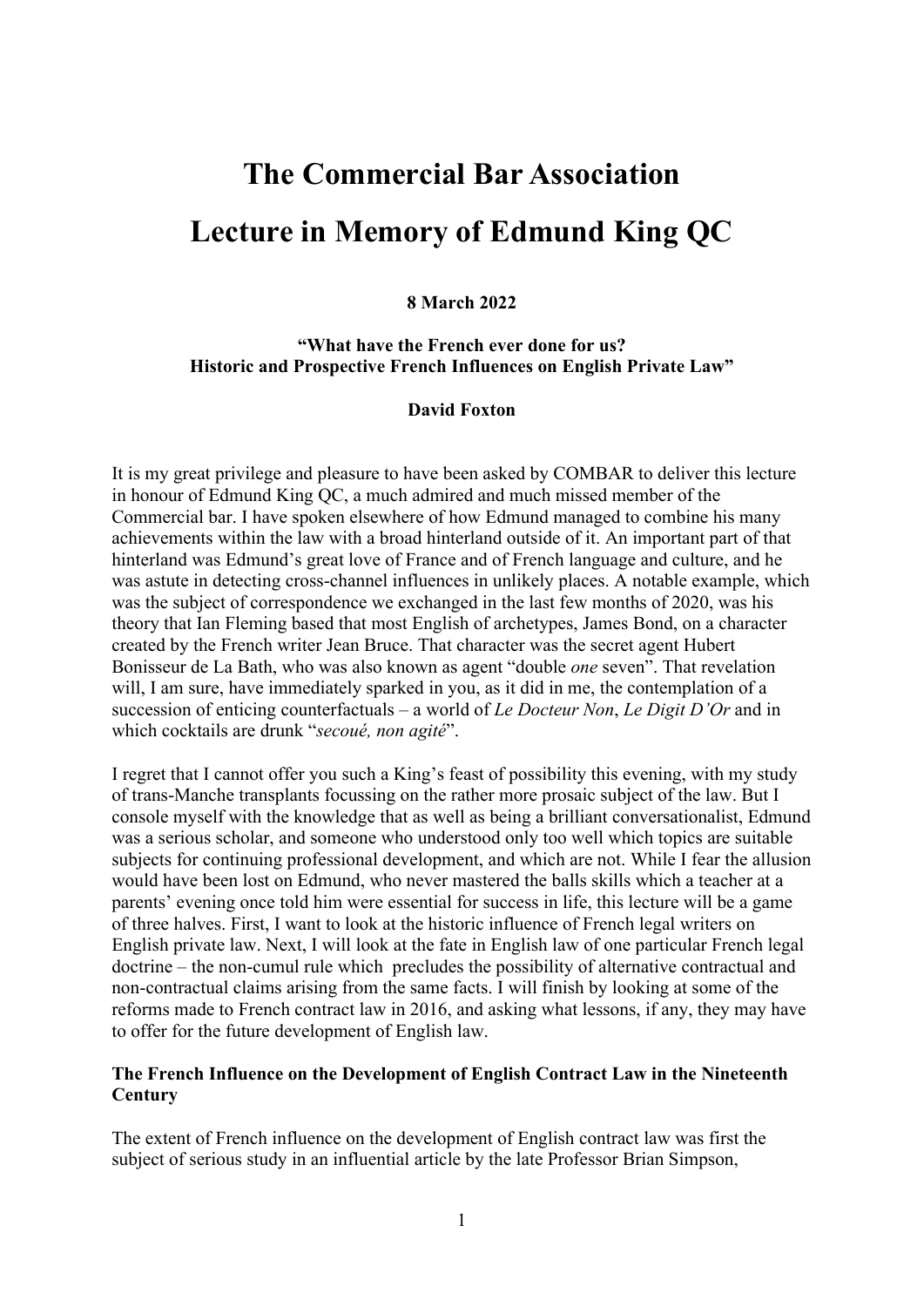# The Commercial Bar Association

# Lecture in Memory of Edmund King QC

**8 March 2022**

**"What have the French ever done for us?**
**Historic and Prospective French Influences on English Private Law"**

**David Foxton**

It is my great privilege and pleasure to have been asked by COMBAR to deliver this lecture in honour of Edmund King QC, a much admired and much missed member of the Commercial bar. I have spoken elsewhere of how Edmund managed to combine his many achievements within the law with a broad hinterland outside of it. An important part of that hinterland was Edmund's great love of France and of French language and culture, and he was astute in detecting cross-channel influences in unlikely places. A notable example, which was the subject of correspondence we exchanged in the last few months of 2020, was his theory that Ian Fleming based that most English of archetypes, James Bond, on a character created by the French writer Jean Bruce. That character was the secret agent Hubert Bonisseur de La Bath, who was also known as agent "double *one* seven". That revelation will, I am sure, have immediately sparked in you, as it did in me, the contemplation of a succession of enticing counterfactuals – a world of *Le Docteur Non*, *Le Digit D'Or* and in which cocktails are drunk "*secoué, non agité*".

I regret that I cannot offer you such a King's feast of possibility this evening, with my study of trans-Manche transplants focussing on the rather more prosaic subject of the law. But I console myself with the knowledge that as well as being a brilliant conversationalist, Edmund was a serious scholar, and someone who understood only too well which topics are suitable subjects for continuing professional development, and which are not. While I fear the allusion would have been lost on Edmund, who never mastered the balls skills which a teacher at a parents' evening once told him were essential for success in life, this lecture will be a game of three halves. First, I want to look at the historic influence of French legal writers on English private law. Next, I will look at the fate in English law of one particular French legal doctrine – the non-cumul rule which precludes the possibility of alternative contractual and non-contractual claims arising from the same facts. I will finish by looking at some of the reforms made to French contract law in 2016, and asking what lessons, if any, they may have to offer for the future development of English law.

**The French Influence on the Development of English Contract Law in the Nineteenth Century**

The extent of French influence on the development of English contract law was first the subject of serious study in an influential article by the late Professor Brian Simpson,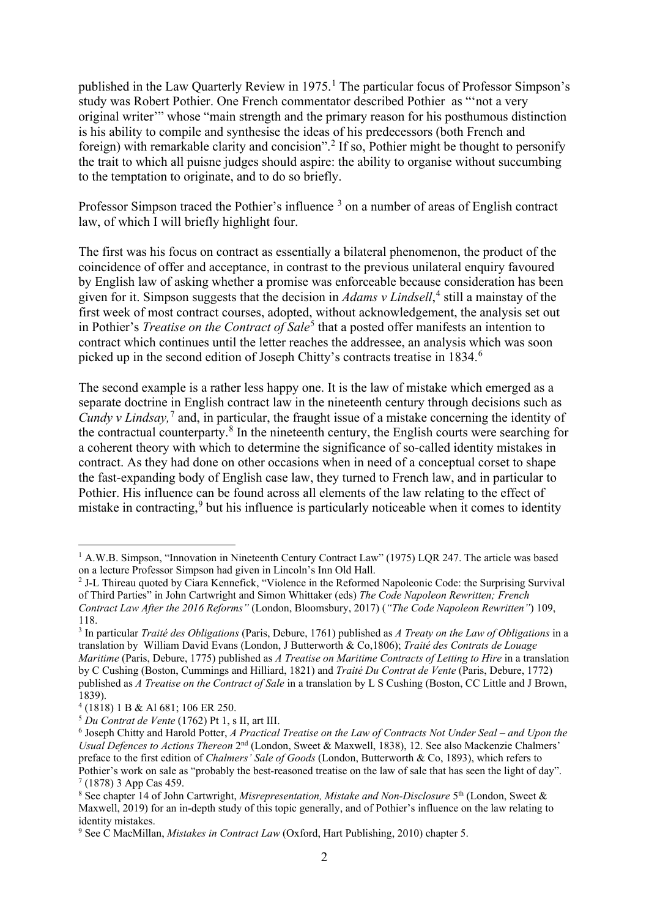published in the Law Quarterly Review in 1975.[1] The particular focus of Professor Simpson's study was Robert Pothier. One French commentator described Pothier as "'not a very original writer'" whose "main strength and the primary reason for his posthumous distinction is his ability to compile and synthesise the ideas of his predecessors (both French and foreign) with remarkable clarity and concision".[2] If so, Pothier might be thought to personify the trait to which all puisne judges should aspire: the ability to organise without succumbing to the temptation to originate, and to do so briefly.

Professor Simpson traced the Pothier's influence [3] on a number of areas of English contract law, of which I will briefly highlight four.

The first was his focus on contract as essentially a bilateral phenomenon, the product of the coincidence of offer and acceptance, in contrast to the previous unilateral enquiry favoured by English law of asking whether a promise was enforceable because consideration has been given for it. Simpson suggests that the decision in *Adams v Lindsell*,[4] still a mainstay of the first week of most contract courses, adopted, without acknowledgement, the analysis set out in Pothier's *Treatise on the Contract of Sale*[5] that a posted offer manifests an intention to contract which continues until the letter reaches the addressee, an analysis which was soon picked up in the second edition of Joseph Chitty's contracts treatise in 1834.[6]

The second example is a rather less happy one. It is the law of mistake which emerged as a separate doctrine in English contract law in the nineteenth century through decisions such as *Cundy v Lindsay,*[7] and, in particular, the fraught issue of a mistake concerning the identity of the contractual counterparty.[8] In the nineteenth century, the English courts were searching for a coherent theory with which to determine the significance of so-called identity mistakes in contract. As they had done on other occasions when in need of a conceptual corset to shape the fast-expanding body of English case law, they turned to French law, and in particular to Pothier. His influence can be found across all elements of the law relating to the effect of mistake in contracting,[9] but his influence is particularly noticeable when it comes to identity

---

[1] A.W.B. Simpson, "Innovation in Nineteenth Century Contract Law" (1975) LQR 247. The article was based on a lecture Professor Simpson had given in Lincoln's Inn Old Hall.

[2] J-L Thireau quoted by Ciara Kennefick, "Violence in the Reformed Napoleonic Code: the Surprising Survival of Third Parties" in John Cartwright and Simon Whittaker (eds) *The Code Napoleon Rewritten; French Contract Law After the 2016 Reforms"* (London, Bloomsbury, 2017) (*"The Code Napoleon Rewritten"*) 109, 118.

[3] In particular *Traité des Obligations* (Paris, Debure, 1761) published as *A Treaty on the Law of Obligations* in a translation by William David Evans (London, J Butterworth & Co,1806); *Traité des Contrats de Louage Maritime* (Paris, Debure, 1775) published as *A Treatise on Maritime Contracts of Letting to Hire* in a translation by C Cushing (Boston, Cummings and Hilliard, 1821) and *Traité Du Contrat de Vente* (Paris, Debure, 1772) published as *A Treatise on the Contract of Sale* in a translation by L S Cushing (Boston, CC Little and J Brown, 1839).

[4] (1818) 1 B & Al 681; 106 ER 250.

[5] *Du Contrat de Vente* (1762) Pt 1, s II, art III.

[6] Joseph Chitty and Harold Potter, *A Practical Treatise on the Law of Contracts Not Under Seal – and Upon the Usual Defences to Actions Thereon* 2nd (London, Sweet & Maxwell, 1838), 12. See also Mackenzie Chalmers' preface to the first edition of *Chalmers' Sale of Goods* (London, Butterworth & Co, 1893), which refers to Pothier's work on sale as "probably the best-reasoned treatise on the law of sale that has seen the light of day".

[7] (1878) 3 App Cas 459.

[8] See chapter 14 of John Cartwright, *Misrepresentation, Mistake and Non-Disclosure* 5th (London, Sweet & Maxwell, 2019) for an in-depth study of this topic generally, and of Pothier's influence on the law relating to identity mistakes.

[9] See C MacMillan, *Mistakes in Contract Law* (Oxford, Hart Publishing, 2010) chapter 5.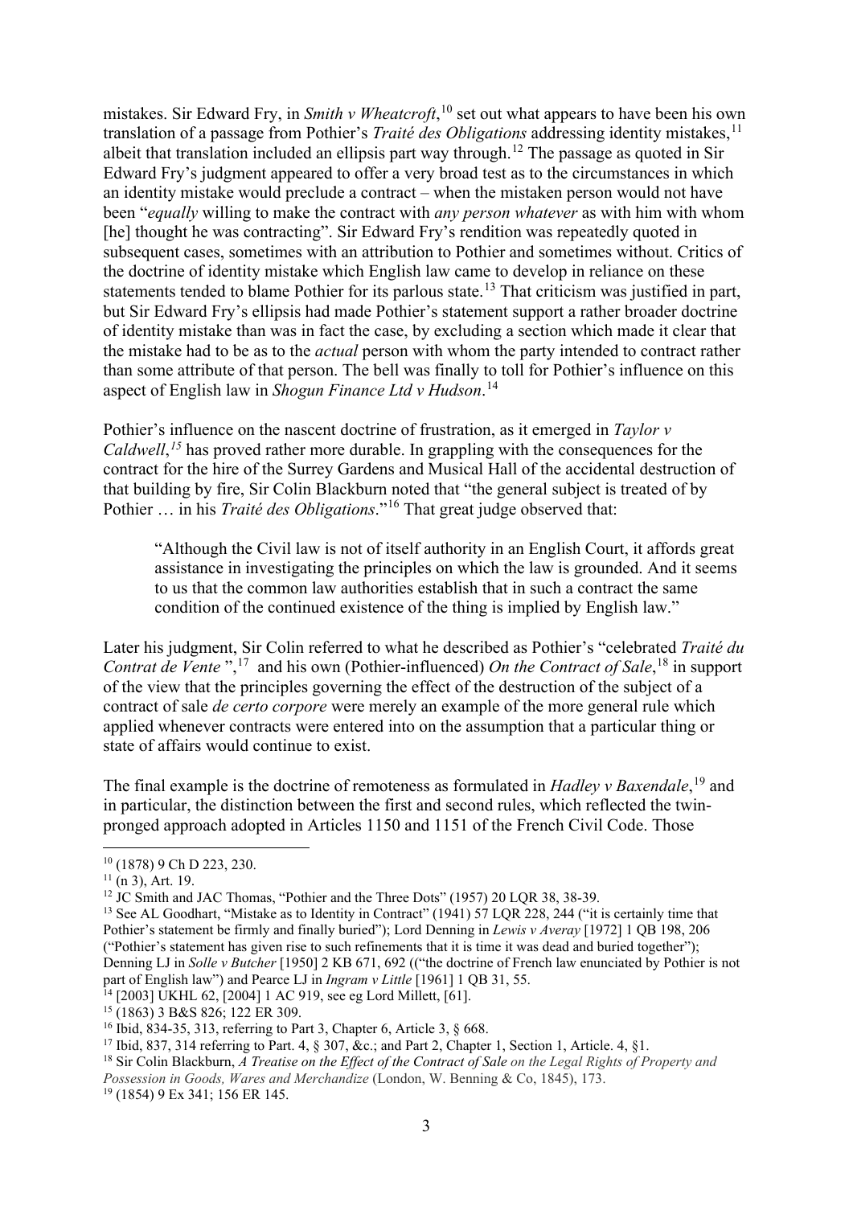mistakes. Sir Edward Fry, in *Smith v Wheatcroft*,[10] set out what appears to have been his own translation of a passage from Pothier's *Traité des Obligations* addressing identity mistakes,[11] albeit that translation included an ellipsis part way through.[12] The passage as quoted in Sir Edward Fry's judgment appeared to offer a very broad test as to the circumstances in which an identity mistake would preclude a contract – when the mistaken person would not have been "*equally* willing to make the contract with *any person whatever* as with him with whom [he] thought he was contracting". Sir Edward Fry's rendition was repeatedly quoted in subsequent cases, sometimes with an attribution to Pothier and sometimes without. Critics of the doctrine of identity mistake which English law came to develop in reliance on these statements tended to blame Pothier for its parlous state.[13] That criticism was justified in part, but Sir Edward Fry's ellipsis had made Pothier's statement support a rather broader doctrine of identity mistake than was in fact the case, by excluding a section which made it clear that the mistake had to be as to the *actual* person with whom the party intended to contract rather than some attribute of that person. The bell was finally to toll for Pothier's influence on this aspect of English law in *Shogun Finance Ltd v Hudson*.[14]

Pothier's influence on the nascent doctrine of frustration, as it emerged in *Taylor v Caldwell*,[15] has proved rather more durable. In grappling with the consequences for the contract for the hire of the Surrey Gardens and Musical Hall of the accidental destruction of that building by fire, Sir Colin Blackburn noted that "the general subject is treated of by Pothier … in his *Traité des Obligations*."[16] That great judge observed that:

> "Although the Civil law is not of itself authority in an English Court, it affords great assistance in investigating the principles on which the law is grounded. And it seems to us that the common law authorities establish that in such a contract the same condition of the continued existence of the thing is implied by English law."

Later his judgment, Sir Colin referred to what he described as Pothier's "celebrated *Traité du Contrat de Vente* ",[17] and his own (Pothier-influenced) *On the Contract of Sale*,[18] in support of the view that the principles governing the effect of the destruction of the subject of a contract of sale *de certo corpore* were merely an example of the more general rule which applied whenever contracts were entered into on the assumption that a particular thing or state of affairs would continue to exist.

The final example is the doctrine of remoteness as formulated in *Hadley v Baxendale*,[19] and in particular, the distinction between the first and second rules, which reflected the twin-pronged approach adopted in Articles 1150 and 1151 of the French Civil Code. Those

---

[10] (1878) 9 Ch D 223, 230.

[11] (n 3), Art. 19.

[12] JC Smith and JAC Thomas, "Pothier and the Three Dots" (1957) 20 LQR 38, 38-39.

[13] See AL Goodhart, "Mistake as to Identity in Contract" (1941) 57 LQR 228, 244 ("it is certainly time that Pothier's statement be firmly and finally buried"); Lord Denning in *Lewis v Averay* [1972] 1 QB 198, 206 ("Pothier's statement has given rise to such refinements that it is time it was dead and buried together"); Denning LJ in *Solle v Butcher* [1950] 2 KB 671, 692 (("the doctrine of French law enunciated by Pothier is not part of English law") and Pearce LJ in *Ingram v Little* [1961] 1 QB 31, 55.

[14] [2003] UKHL 62, [2004] 1 AC 919, see eg Lord Millett, [61].

[15] (1863) 3 B&S 826; 122 ER 309.

[16] Ibid, 834-35, 313, referring to Part 3, Chapter 6, Article 3, § 668.

[17] Ibid, 837, 314 referring to Part. 4, § 307, &c.; and Part 2, Chapter 1, Section 1, Article. 4, §1.

[18] Sir Colin Blackburn, *A Treatise on the Effect of the Contract of Sale on the Legal Rights of Property and Possession in Goods, Wares and Merchandize* (London, W. Benning & Co, 1845), 173.

[19] (1854) 9 Ex 341; 156 ER 145.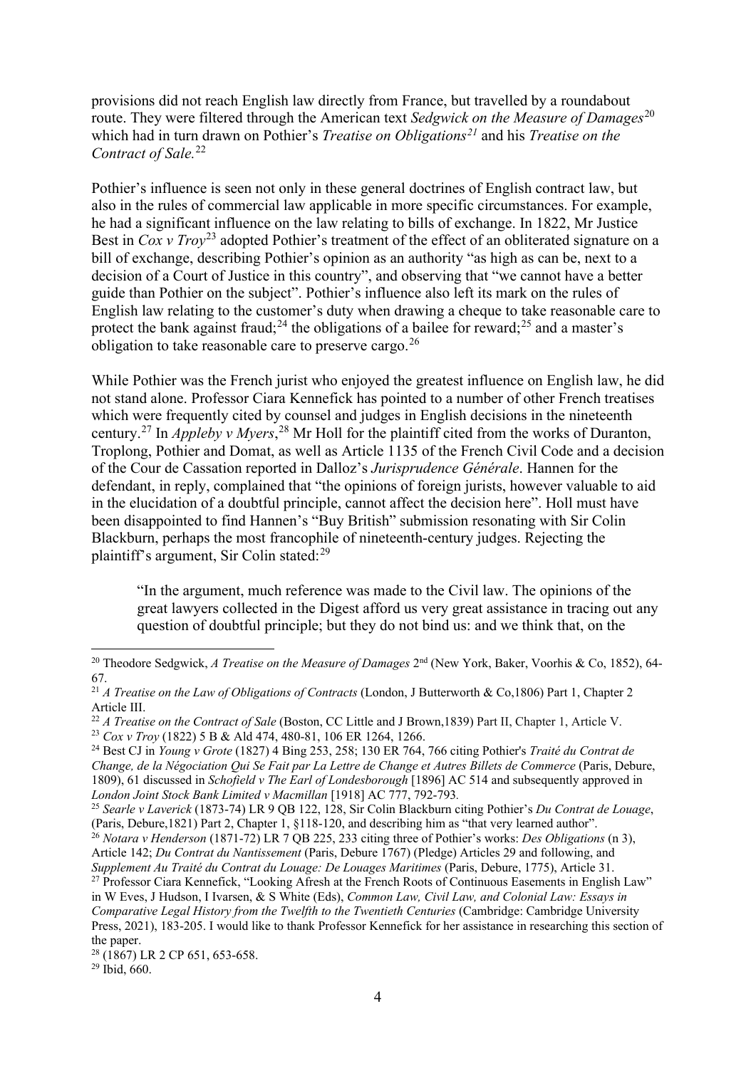provisions did not reach English law directly from France, but travelled by a roundabout route. They were filtered through the American text *Sedgwick on the Measure of Damages*[20] which had in turn drawn on Pothier's *Treatise on Obligations*[21] and his *Treatise on the Contract of Sale.*[22]

Pothier's influence is seen not only in these general doctrines of English contract law, but also in the rules of commercial law applicable in more specific circumstances. For example, he had a significant influence on the law relating to bills of exchange. In 1822, Mr Justice Best in *Cox v Troy*[23] adopted Pothier's treatment of the effect of an obliterated signature on a bill of exchange, describing Pothier's opinion as an authority "as high as can be, next to a decision of a Court of Justice in this country", and observing that "we cannot have a better guide than Pothier on the subject". Pothier's influence also left its mark on the rules of English law relating to the customer's duty when drawing a cheque to take reasonable care to protect the bank against fraud;[24] the obligations of a bailee for reward;[25] and a master's obligation to take reasonable care to preserve cargo.[26]

While Pothier was the French jurist who enjoyed the greatest influence on English law, he did not stand alone. Professor Ciara Kennefick has pointed to a number of other French treatises which were frequently cited by counsel and judges in English decisions in the nineteenth century.[27] In *Appleby v Myers*,[28] Mr Holl for the plaintiff cited from the works of Duranton, Troplong, Pothier and Domat, as well as Article 1135 of the French Civil Code and a decision of the Cour de Cassation reported in Dalloz's *Jurisprudence Générale*. Hannen for the defendant, in reply, complained that "the opinions of foreign jurists, however valuable to aid in the elucidation of a doubtful principle, cannot affect the decision here". Holl must have been disappointed to find Hannen's "Buy British" submission resonating with Sir Colin Blackburn, perhaps the most francophile of nineteenth-century judges. Rejecting the plaintiff's argument, Sir Colin stated:[29]

> "In the argument, much reference was made to the Civil law. The opinions of the great lawyers collected in the Digest afford us very great assistance in tracing out any question of doubtful principle; but they do not bind us: and we think that, on the

---

[20] Theodore Sedgwick, *A Treatise on the Measure of Damages* 2nd (New York, Baker, Voorhis & Co, 1852), 64-67.

[21] *A Treatise on the Law of Obligations of Contracts* (London, J Butterworth & Co,1806) Part 1, Chapter 2 Article III.

[22] *A Treatise on the Contract of Sale* (Boston, CC Little and J Brown,1839) Part II, Chapter 1, Article V.

[23] *Cox v Troy* (1822) 5 B & Ald 474, 480-81, 106 ER 1264, 1266.

[24] Best CJ in *Young v Grote* (1827) 4 Bing 253, 258; 130 ER 764, 766 citing Pothier's *Traité du Contrat de Change, de la Négociation Qui Se Fait par La Lettre de Change et Autres Billets de Commerce* (Paris, Debure, 1809), 61 discussed in *Schofield v The Earl of Londesborough* [1896] AC 514 and subsequently approved in *London Joint Stock Bank Limited v Macmillan* [1918] AC 777, 792-793.

[25] *Searle v Laverick* (1873-74) LR 9 QB 122, 128, Sir Colin Blackburn citing Pothier's *Du Contrat de Louage*, (Paris, Debure,1821) Part 2, Chapter 1, §118-120, and describing him as "that very learned author".

[26] *Notara v Henderson* (1871-72) LR 7 QB 225, 233 citing three of Pothier's works: *Des Obligations* (n 3), Article 142; *Du Contrat du Nantissement* (Paris, Debure 1767) (Pledge) Articles 29 and following, and *Supplement Au Traité du Contrat du Louage: De Louages Maritimes* (Paris, Debure, 1775), Article 31.

[27] Professor Ciara Kennefick, "Looking Afresh at the French Roots of Continuous Easements in English Law" in W Eves, J Hudson, I Ivarsen, & S White (Eds), *Common Law, Civil Law, and Colonial Law: Essays in Comparative Legal History from the Twelfth to the Twentieth Centuries* (Cambridge: Cambridge University Press, 2021), 183-205. I would like to thank Professor Kennefick for her assistance in researching this section of the paper.

[28] (1867) LR 2 CP 651, 653-658.

[29] Ibid, 660.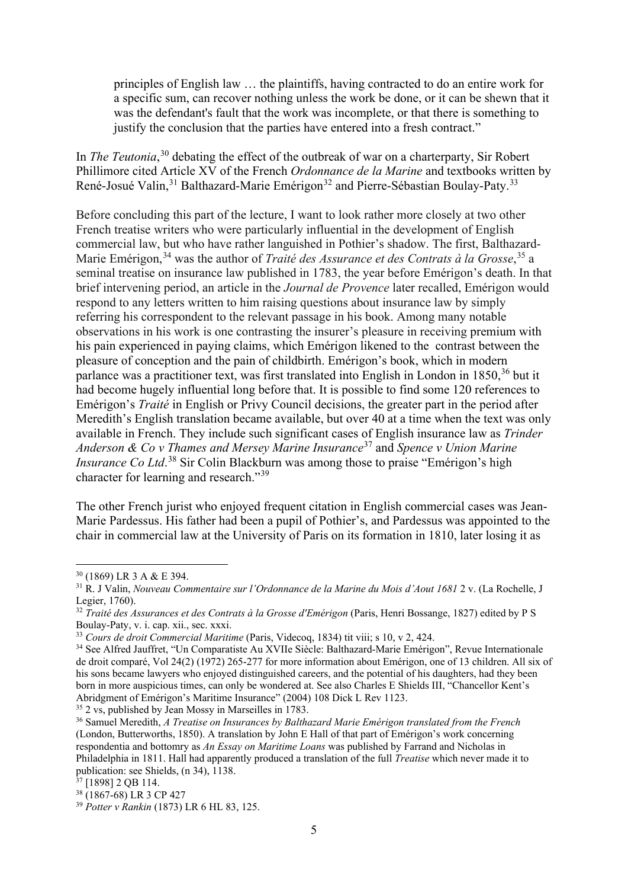> principles of English law … the plaintiffs, having contracted to do an entire work for a specific sum, can recover nothing unless the work be done, or it can be shewn that it was the defendant's fault that the work was incomplete, or that there is something to justify the conclusion that the parties have entered into a fresh contract."

In *The Teutonia*,[30] debating the effect of the outbreak of war on a charterparty, Sir Robert Phillimore cited Article XV of the French *Ordonnance de la Marine* and textbooks written by René-Josué Valin,[31] Balthazard-Marie Emérigon[32] and Pierre-Sébastian Boulay-Paty.[33]

Before concluding this part of the lecture, I want to look rather more closely at two other French treatise writers who were particularly influential in the development of English commercial law, but who have rather languished in Pothier's shadow. The first, Balthazard-Marie Emérigon,[34] was the author of *Traité des Assurance et des Contrats à la Grosse*,[35] a seminal treatise on insurance law published in 1783, the year before Emérigon's death. In that brief intervening period, an article in the *Journal de Provence* later recalled, Emérigon would respond to any letters written to him raising questions about insurance law by simply referring his correspondent to the relevant passage in his book. Among many notable observations in his work is one contrasting the insurer's pleasure in receiving premium with his pain experienced in paying claims, which Emérigon likened to the contrast between the pleasure of conception and the pain of childbirth. Emérigon's book, which in modern parlance was a practitioner text, was first translated into English in London in 1850,[36] but it had become hugely influential long before that. It is possible to find some 120 references to Emérigon's *Traité* in English or Privy Council decisions, the greater part in the period after Meredith's English translation became available, but over 40 at a time when the text was only available in French. They include such significant cases of English insurance law as *Trinder Anderson & Co v Thames and Mersey Marine Insurance*[37] and *Spence v Union Marine Insurance Co Ltd*.[38] Sir Colin Blackburn was among those to praise "Emérigon's high character for learning and research."[39]

The other French jurist who enjoyed frequent citation in English commercial cases was Jean-Marie Pardessus. His father had been a pupil of Pothier's, and Pardessus was appointed to the chair in commercial law at the University of Paris on its formation in 1810, later losing it as

---

[30] (1869) LR 3 A & E 394.

[31] R. J Valin, *Nouveau Commentaire sur l'Ordonnance de la Marine du Mois d'Aout 1681* 2 v. (La Rochelle, J Legier, 1760).

[32] *Traité des Assurances et des Contrats à la Grosse d'Emérigon* (Paris, Henri Bossange, 1827) edited by P S Boulay-Paty, v. i. cap. xii., sec. xxxi.

[33] *Cours de droit Commercial Maritime* (Paris, Videcoq, 1834) tit viii; s 10, v 2, 424.

[34] See Alfred Jauffret, "Un Comparatiste Au XVIIe Siècle: Balthazard-Marie Emérigon", Revue Internationale de droit comparé, Vol 24(2) (1972) 265-277 for more information about Emérigon, one of 13 children. All six of his sons became lawyers who enjoyed distinguished careers, and the potential of his daughters, had they been born in more auspicious times, can only be wondered at. See also Charles E Shields III, "Chancellor Kent's Abridgment of Emérigon's Maritime Insurance" (2004) 108 Dick L Rev 1123.

[35] 2 vs, published by Jean Mossy in Marseilles in 1783.

[36] Samuel Meredith, *A Treatise on Insurances by Balthazard Marie Emérigon translated from the French* (London, Butterworths, 1850). A translation by John E Hall of that part of Emérigon's work concerning respondentia and bottomry as *An Essay on Maritime Loans* was published by Farrand and Nicholas in Philadelphia in 1811. Hall had apparently produced a translation of the full *Treatise* which never made it to publication: see Shields, (n 34), 1138.

[37] [1898] 2 QB 114.

[38] (1867-68) LR 3 CP 427

[39] *Potter v Rankin* (1873) LR 6 HL 83, 125.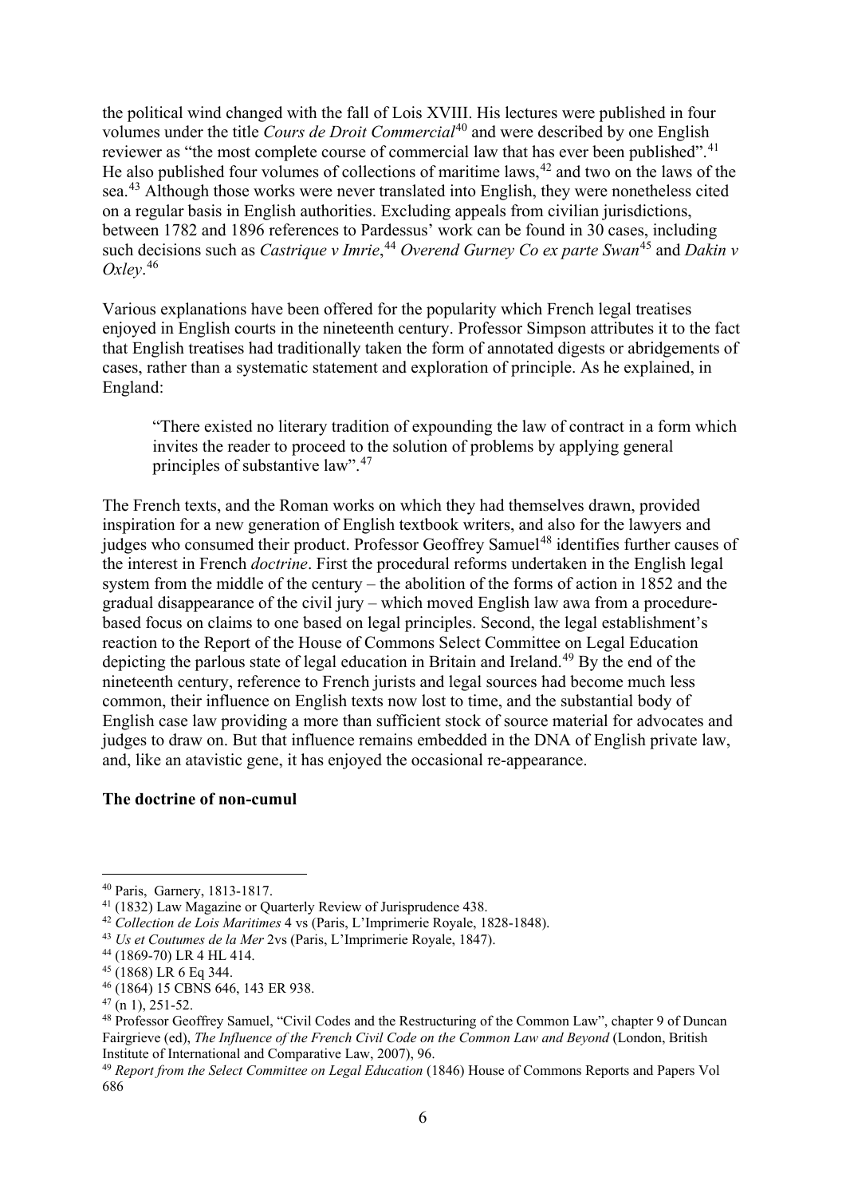the political wind changed with the fall of Lois XVIII. His lectures were published in four volumes under the title *Cours de Droit Commercial*[40] and were described by one English reviewer as "the most complete course of commercial law that has ever been published".[41] He also published four volumes of collections of maritime laws,[42] and two on the laws of the sea.[43] Although those works were never translated into English, they were nonetheless cited on a regular basis in English authorities. Excluding appeals from civilian jurisdictions, between 1782 and 1896 references to Pardessus' work can be found in 30 cases, including such decisions such as *Castrique v Imrie*,[44] *Overend Gurney Co ex parte Swan*[45] and *Dakin v Oxley*.[46]

Various explanations have been offered for the popularity which French legal treatises enjoyed in English courts in the nineteenth century. Professor Simpson attributes it to the fact that English treatises had traditionally taken the form of annotated digests or abridgements of cases, rather than a systematic statement and exploration of principle. As he explained, in England:

> "There existed no literary tradition of expounding the law of contract in a form which invites the reader to proceed to the solution of problems by applying general principles of substantive law".[47]

The French texts, and the Roman works on which they had themselves drawn, provided inspiration for a new generation of English textbook writers, and also for the lawyers and judges who consumed their product. Professor Geoffrey Samuel[48] identifies further causes of the interest in French *doctrine*. First the procedural reforms undertaken in the English legal system from the middle of the century – the abolition of the forms of action in 1852 and the gradual disappearance of the civil jury – which moved English law awa from a procedure-based focus on claims to one based on legal principles. Second, the legal establishment's reaction to the Report of the House of Commons Select Committee on Legal Education depicting the parlous state of legal education in Britain and Ireland.[49] By the end of the nineteenth century, reference to French jurists and legal sources had become much less common, their influence on English texts now lost to time, and the substantial body of English case law providing a more than sufficient stock of source material for advocates and judges to draw on. But that influence remains embedded in the DNA of English private law, and, like an atavistic gene, it has enjoyed the occasional re-appearance.

**The doctrine of non-cumul**

---

[40] Paris, Garnery, 1813-1817.

[41] (1832) Law Magazine or Quarterly Review of Jurisprudence 438.

[42] *Collection de Lois Maritimes* 4 vs (Paris, L'Imprimerie Royale, 1828-1848).

[43] *Us et Coutumes de la Mer* 2vs (Paris, L'Imprimerie Royale, 1847).

[44] (1869-70) LR 4 HL 414.

[45] (1868) LR 6 Eq 344.

[46] (1864) 15 CBNS 646, 143 ER 938.

[47] (n 1), 251-52.

[48] Professor Geoffrey Samuel, "Civil Codes and the Restructuring of the Common Law", chapter 9 of Duncan Fairgrieve (ed), *The Influence of the French Civil Code on the Common Law and Beyond* (London, British Institute of International and Comparative Law, 2007), 96.

[49] *Report from the Select Committee on Legal Education* (1846) House of Commons Reports and Papers Vol 686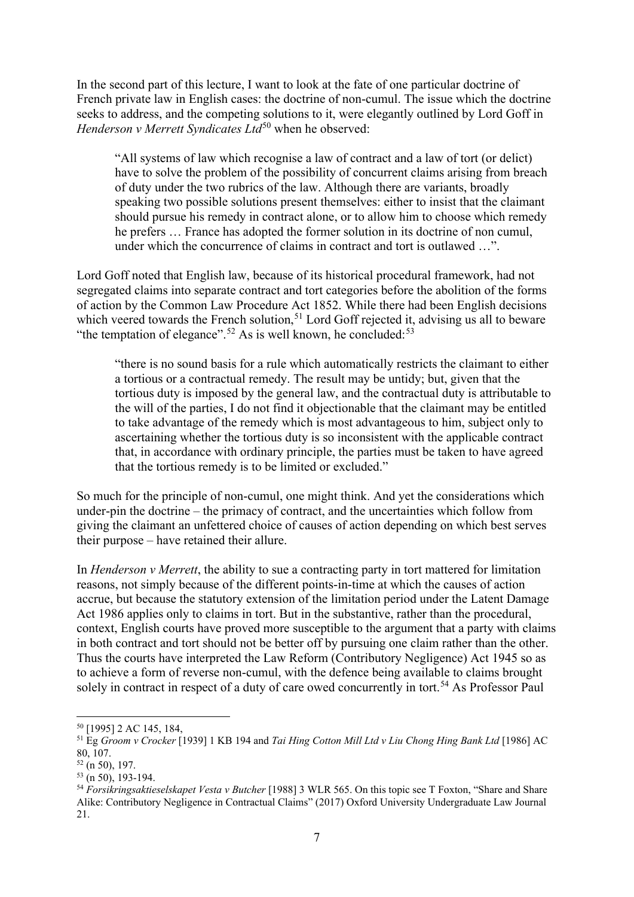In the second part of this lecture, I want to look at the fate of one particular doctrine of French private law in English cases: the doctrine of non-cumul. The issue which the doctrine seeks to address, and the competing solutions to it, were elegantly outlined by Lord Goff in *Henderson v Merrett Syndicates Ltd*[50] when he observed:

> "All systems of law which recognise a law of contract and a law of tort (or delict) have to solve the problem of the possibility of concurrent claims arising from breach of duty under the two rubrics of the law. Although there are variants, broadly speaking two possible solutions present themselves: either to insist that the claimant should pursue his remedy in contract alone, or to allow him to choose which remedy he prefers … France has adopted the former solution in its doctrine of non cumul, under which the concurrence of claims in contract and tort is outlawed …".

Lord Goff noted that English law, because of its historical procedural framework, had not segregated claims into separate contract and tort categories before the abolition of the forms of action by the Common Law Procedure Act 1852. While there had been English decisions which veered towards the French solution,[51] Lord Goff rejected it, advising us all to beware "the temptation of elegance".[52] As is well known, he concluded:[53]

> "there is no sound basis for a rule which automatically restricts the claimant to either a tortious or a contractual remedy. The result may be untidy; but, given that the tortious duty is imposed by the general law, and the contractual duty is attributable to the will of the parties, I do not find it objectionable that the claimant may be entitled to take advantage of the remedy which is most advantageous to him, subject only to ascertaining whether the tortious duty is so inconsistent with the applicable contract that, in accordance with ordinary principle, the parties must be taken to have agreed that the tortious remedy is to be limited or excluded."

So much for the principle of non-cumul, one might think. And yet the considerations which under-pin the doctrine – the primacy of contract, and the uncertainties which follow from giving the claimant an unfettered choice of causes of action depending on which best serves their purpose – have retained their allure.

In *Henderson v Merrett*, the ability to sue a contracting party in tort mattered for limitation reasons, not simply because of the different points-in-time at which the causes of action accrue, but because the statutory extension of the limitation period under the Latent Damage Act 1986 applies only to claims in tort. But in the substantive, rather than the procedural, context, English courts have proved more susceptible to the argument that a party with claims in both contract and tort should not be better off by pursuing one claim rather than the other. Thus the courts have interpreted the Law Reform (Contributory Negligence) Act 1945 so as to achieve a form of reverse non-cumul, with the defence being available to claims brought solely in contract in respect of a duty of care owed concurrently in tort.[54] As Professor Paul

---

[50] [1995] 2 AC 145, 184,

[51] Eg *Groom v Crocker* [1939] 1 KB 194 and *Tai Hing Cotton Mill Ltd v Liu Chong Hing Bank Ltd* [1986] AC 80, 107.

[52] (n 50), 197.

[53] (n 50), 193-194.

[54] *Forsikringsaktieselskapet Vesta v Butcher* [1988] 3 WLR 565. On this topic see T Foxton, "Share and Share Alike: Contributory Negligence in Contractual Claims" (2017) Oxford University Undergraduate Law Journal 21.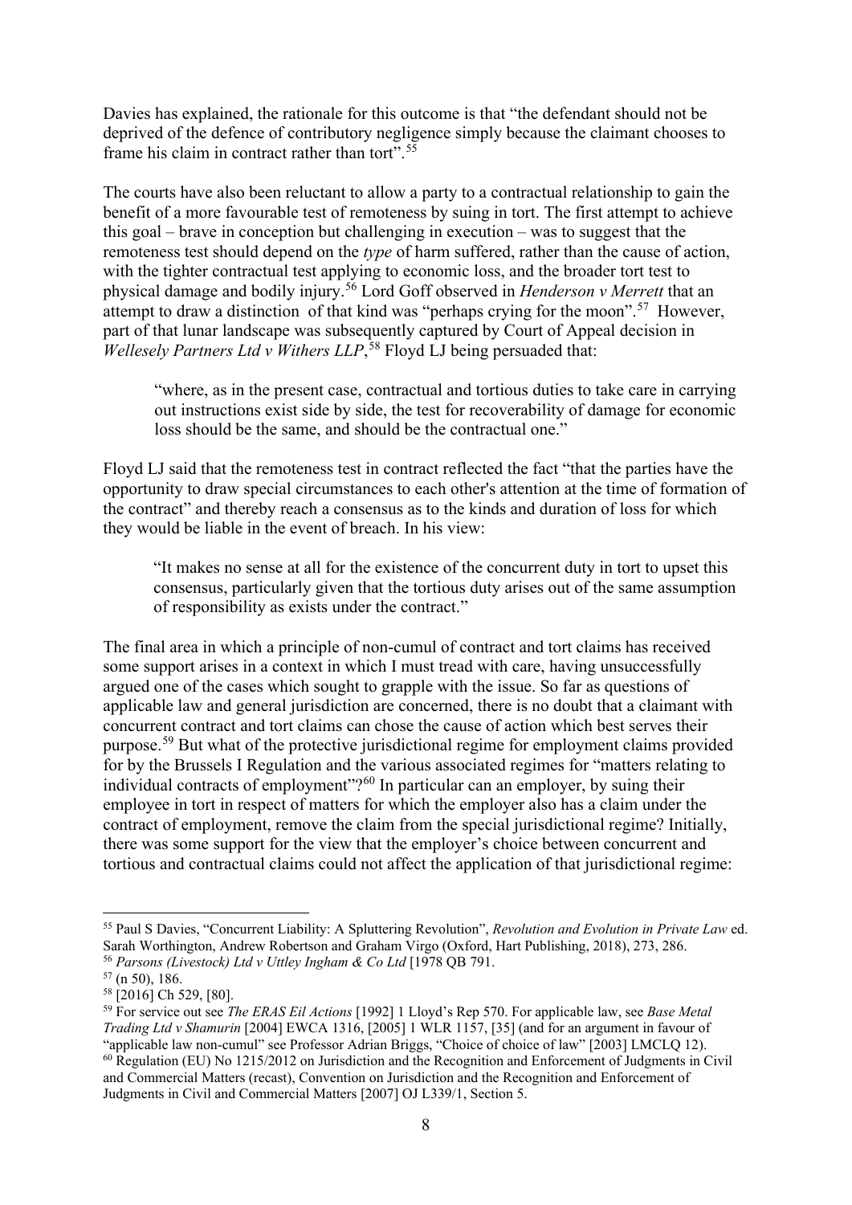Davies has explained, the rationale for this outcome is that "the defendant should not be deprived of the defence of contributory negligence simply because the claimant chooses to frame his claim in contract rather than tort".[55]

The courts have also been reluctant to allow a party to a contractual relationship to gain the benefit of a more favourable test of remoteness by suing in tort. The first attempt to achieve this goal – brave in conception but challenging in execution – was to suggest that the remoteness test should depend on the *type* of harm suffered, rather than the cause of action, with the tighter contractual test applying to economic loss, and the broader tort test to physical damage and bodily injury.[56] Lord Goff observed in *Henderson v Merrett* that an attempt to draw a distinction of that kind was "perhaps crying for the moon".[57] However, part of that lunar landscape was subsequently captured by Court of Appeal decision in *Wellesely Partners Ltd v Withers LLP*,[58] Floyd LJ being persuaded that:

> "where, as in the present case, contractual and tortious duties to take care in carrying out instructions exist side by side, the test for recoverability of damage for economic loss should be the same, and should be the contractual one."

Floyd LJ said that the remoteness test in contract reflected the fact "that the parties have the opportunity to draw special circumstances to each other's attention at the time of formation of the contract" and thereby reach a consensus as to the kinds and duration of loss for which they would be liable in the event of breach. In his view:

> "It makes no sense at all for the existence of the concurrent duty in tort to upset this consensus, particularly given that the tortious duty arises out of the same assumption of responsibility as exists under the contract."

The final area in which a principle of non-cumul of contract and tort claims has received some support arises in a context in which I must tread with care, having unsuccessfully argued one of the cases which sought to grapple with the issue. So far as questions of applicable law and general jurisdiction are concerned, there is no doubt that a claimant with concurrent contract and tort claims can chose the cause of action which best serves their purpose.[59] But what of the protective jurisdictional regime for employment claims provided for by the Brussels I Regulation and the various associated regimes for "matters relating to individual contracts of employment"?[60] In particular can an employer, by suing their employee in tort in respect of matters for which the employer also has a claim under the contract of employment, remove the claim from the special jurisdictional regime? Initially, there was some support for the view that the employer's choice between concurrent and tortious and contractual claims could not affect the application of that jurisdictional regime:

---

[55] Paul S Davies, "Concurrent Liability: A Spluttering Revolution", *Revolution and Evolution in Private Law* ed. Sarah Worthington, Andrew Robertson and Graham Virgo (Oxford, Hart Publishing, 2018), 273, 286.

[56] *Parsons (Livestock) Ltd v Uttley Ingham & Co Ltd* [1978 QB 791.

[57] (n 50), 186.

[58] [2016] Ch 529, [80].

[59] For service out see *The ERAS Eil Actions* [1992] 1 Lloyd's Rep 570. For applicable law, see *Base Metal Trading Ltd v Shamurin* [2004] EWCA 1316, [2005] 1 WLR 1157, [35] (and for an argument in favour of "applicable law non-cumul" see Professor Adrian Briggs, "Choice of choice of law" [2003] LMCLQ 12).

[60] Regulation (EU) No 1215/2012 on Jurisdiction and the Recognition and Enforcement of Judgments in Civil and Commercial Matters (recast), Convention on Jurisdiction and the Recognition and Enforcement of Judgments in Civil and Commercial Matters [2007] OJ L339/1, Section 5.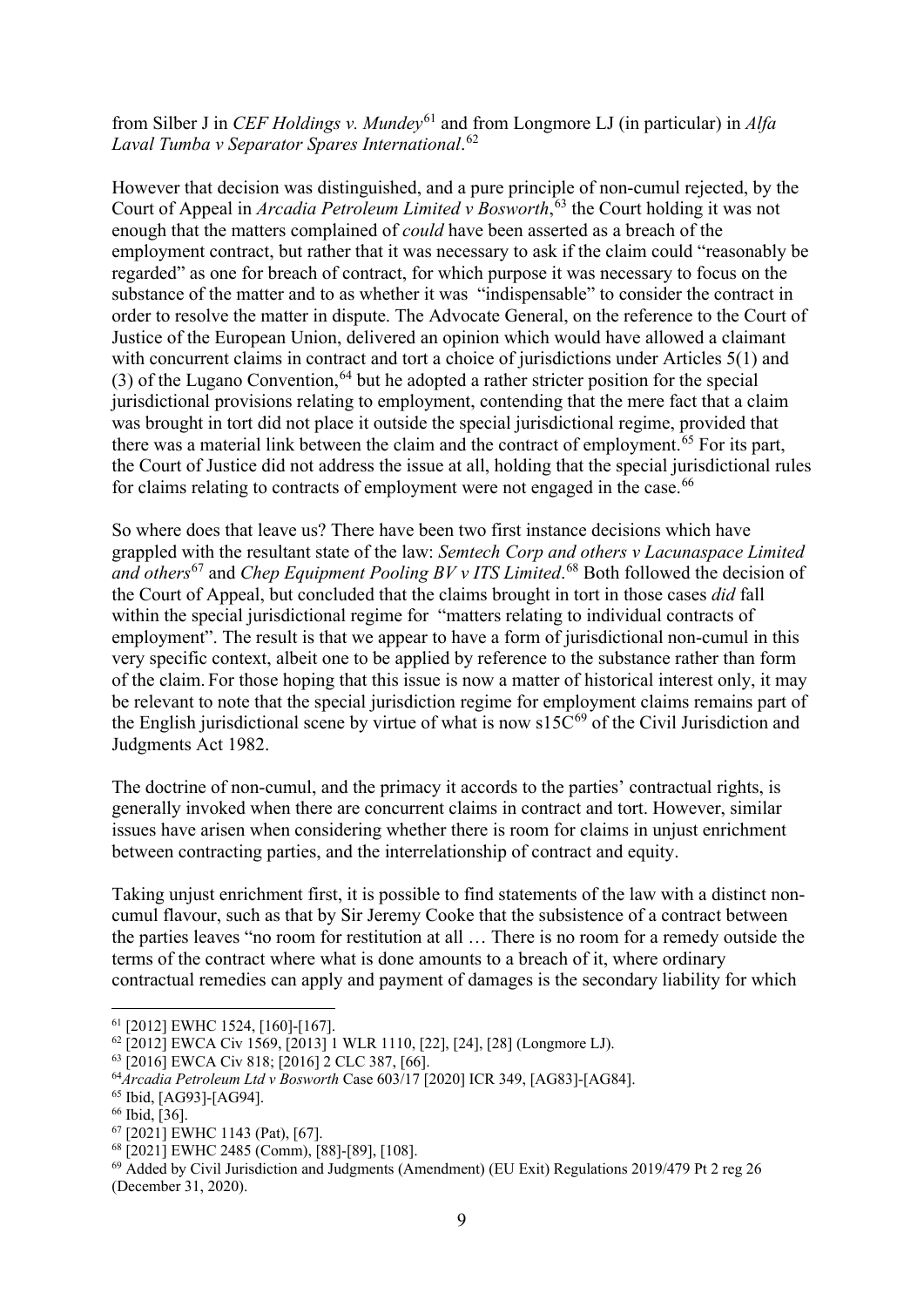from Silber J in *CEF Holdings v. Mundey*[61] and from Longmore LJ (in particular) in *Alfa Laval Tumba v Separator Spares International*.[62]

However that decision was distinguished, and a pure principle of non-cumul rejected, by the Court of Appeal in *Arcadia Petroleum Limited v Bosworth*,[63] the Court holding it was not enough that the matters complained of *could* have been asserted as a breach of the employment contract, but rather that it was necessary to ask if the claim could "reasonably be regarded" as one for breach of contract, for which purpose it was necessary to focus on the substance of the matter and to as whether it was "indispensable" to consider the contract in order to resolve the matter in dispute. The Advocate General, on the reference to the Court of Justice of the European Union, delivered an opinion which would have allowed a claimant with concurrent claims in contract and tort a choice of jurisdictions under Articles 5(1) and (3) of the Lugano Convention,[64] but he adopted a rather stricter position for the special jurisdictional provisions relating to employment, contending that the mere fact that a claim was brought in tort did not place it outside the special jurisdictional regime, provided that there was a material link between the claim and the contract of employment.[65] For its part, the Court of Justice did not address the issue at all, holding that the special jurisdictional rules for claims relating to contracts of employment were not engaged in the case.[66]

So where does that leave us? There have been two first instance decisions which have grappled with the resultant state of the law: *Semtech Corp and others v Lacunaspace Limited and others*[67] and *Chep Equipment Pooling BV v ITS Limited*.[68] Both followed the decision of the Court of Appeal, but concluded that the claims brought in tort in those cases *did* fall within the special jurisdictional regime for "matters relating to individual contracts of employment". The result is that we appear to have a form of jurisdictional non-cumul in this very specific context, albeit one to be applied by reference to the substance rather than form of the claim. For those hoping that this issue is now a matter of historical interest only, it may be relevant to note that the special jurisdiction regime for employment claims remains part of the English jurisdictional scene by virtue of what is now s15C[69] of the Civil Jurisdiction and Judgments Act 1982.

The doctrine of non-cumul, and the primacy it accords to the parties' contractual rights, is generally invoked when there are concurrent claims in contract and tort. However, similar issues have arisen when considering whether there is room for claims in unjust enrichment between contracting parties, and the interrelationship of contract and equity.

Taking unjust enrichment first, it is possible to find statements of the law with a distinct non-cumul flavour, such as that by Sir Jeremy Cooke that the subsistence of a contract between the parties leaves "no room for restitution at all … There is no room for a remedy outside the terms of the contract where what is done amounts to a breach of it, where ordinary contractual remedies can apply and payment of damages is the secondary liability for which

---

[61] [2012] EWHC 1524, [160]-[167].

[62] [2012] EWCA Civ 1569, [2013] 1 WLR 1110, [22], [24], [28] (Longmore LJ).

[63] [2016] EWCA Civ 818; [2016] 2 CLC 387, [66].

[64] *Arcadia Petroleum Ltd v Bosworth* Case 603/17 [2020] ICR 349, [AG83]-[AG84].

[65] Ibid, [AG93]-[AG94].

[66] Ibid, [36].

[67] [2021] EWHC 1143 (Pat), [67].

[68] [2021] EWHC 2485 (Comm), [88]-[89], [108].

[69] Added by Civil Jurisdiction and Judgments (Amendment) (EU Exit) Regulations 2019/479 Pt 2 reg 26 (December 31, 2020).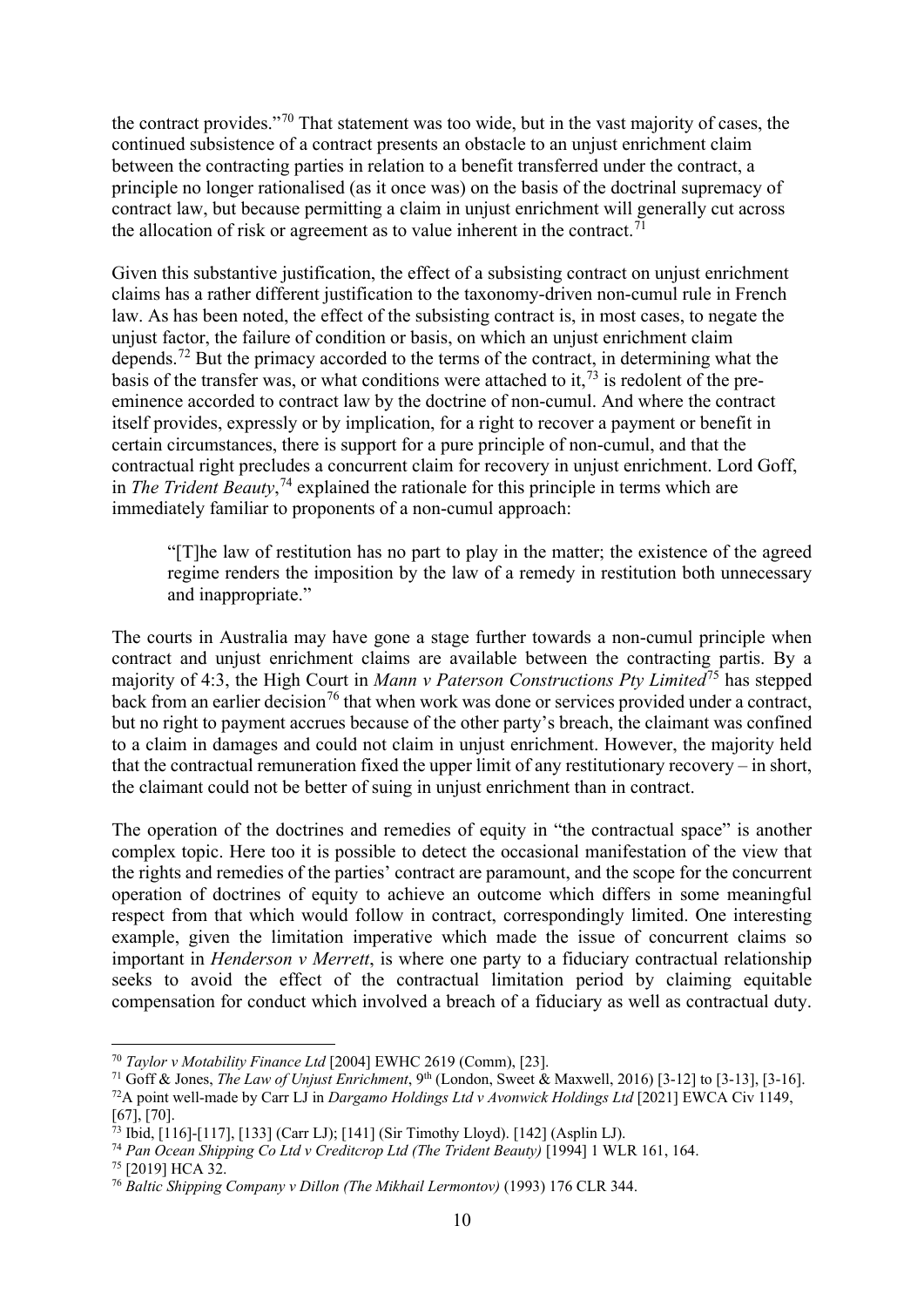the contract provides."[70] That statement was too wide, but in the vast majority of cases, the continued subsistence of a contract presents an obstacle to an unjust enrichment claim between the contracting parties in relation to a benefit transferred under the contract, a principle no longer rationalised (as it once was) on the basis of the doctrinal supremacy of contract law, but because permitting a claim in unjust enrichment will generally cut across the allocation of risk or agreement as to value inherent in the contract.[71]

Given this substantive justification, the effect of a subsisting contract on unjust enrichment claims has a rather different justification to the taxonomy-driven non-cumul rule in French law. As has been noted, the effect of the subsisting contract is, in most cases, to negate the unjust factor, the failure of condition or basis, on which an unjust enrichment claim depends.[72] But the primacy accorded to the terms of the contract, in determining what the basis of the transfer was, or what conditions were attached to it,[73] is redolent of the pre-eminence accorded to contract law by the doctrine of non-cumul. And where the contract itself provides, expressly or by implication, for a right to recover a payment or benefit in certain circumstances, there is support for a pure principle of non-cumul, and that the contractual right precludes a concurrent claim for recovery in unjust enrichment. Lord Goff, in *The Trident Beauty*,[74] explained the rationale for this principle in terms which are immediately familiar to proponents of a non-cumul approach:

> "[T]he law of restitution has no part to play in the matter; the existence of the agreed regime renders the imposition by the law of a remedy in restitution both unnecessary and inappropriate."

The courts in Australia may have gone a stage further towards a non-cumul principle when contract and unjust enrichment claims are available between the contracting partis. By a majority of 4:3, the High Court in *Mann v Paterson Constructions Pty Limited*[75] has stepped back from an earlier decision[76] that when work was done or services provided under a contract, but no right to payment accrues because of the other party's breach, the claimant was confined to a claim in damages and could not claim in unjust enrichment. However, the majority held that the contractual remuneration fixed the upper limit of any restitutionary recovery – in short, the claimant could not be better of suing in unjust enrichment than in contract.

The operation of the doctrines and remedies of equity in "the contractual space" is another complex topic. Here too it is possible to detect the occasional manifestation of the view that the rights and remedies of the parties' contract are paramount, and the scope for the concurrent operation of doctrines of equity to achieve an outcome which differs in some meaningful respect from that which would follow in contract, correspondingly limited. One interesting example, given the limitation imperative which made the issue of concurrent claims so important in *Henderson v Merrett*, is where one party to a fiduciary contractual relationship seeks to avoid the effect of the contractual limitation period by claiming equitable compensation for conduct which involved a breach of a fiduciary as well as contractual duty.

---

[70] *Taylor v Motability Finance Ltd* [2004] EWHC 2619 (Comm), [23].

[71] Goff & Jones, *The Law of Unjust Enrichment*, 9th (London, Sweet & Maxwell, 2016) [3-12] to [3-13], [3-16].

[72] A point well-made by Carr LJ in *Dargamo Holdings Ltd v Avonwick Holdings Ltd* [2021] EWCA Civ 1149, [67], [70].

[73] Ibid, [116]-[117], [133] (Carr LJ); [141] (Sir Timothy Lloyd). [142] (Asplin LJ).

[74] *Pan Ocean Shipping Co Ltd v Creditcrop Ltd (The Trident Beauty)* [1994] 1 WLR 161, 164.

[75] [2019] HCA 32.

[76] *Baltic Shipping Company v Dillon (The Mikhail Lermontov)* (1993) 176 CLR 344.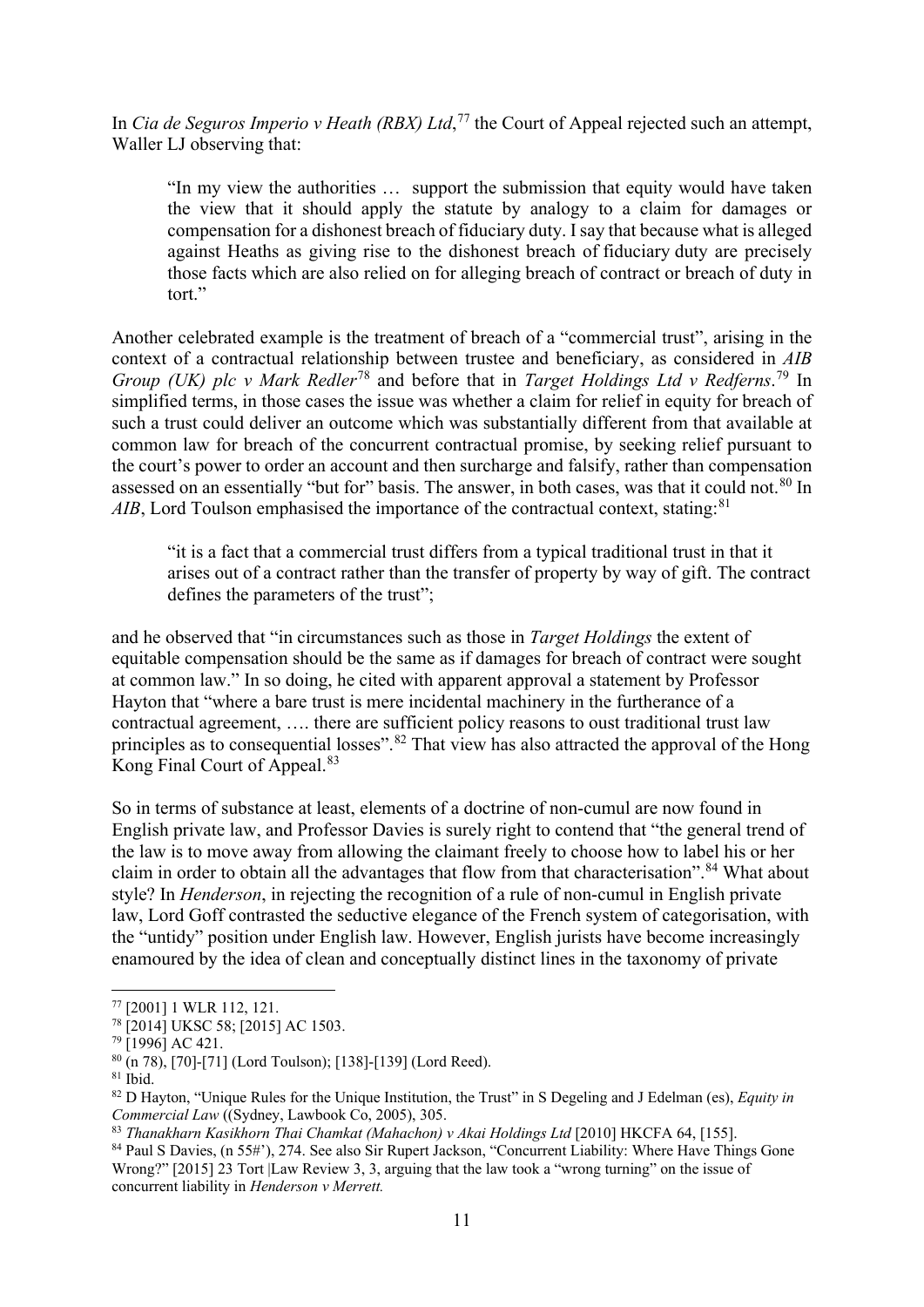In *Cia de Seguros Imperio v Heath (RBX) Ltd*,[77] the Court of Appeal rejected such an attempt, Waller LJ observing that:

> "In my view the authorities … support the submission that equity would have taken the view that it should apply the statute by analogy to a claim for damages or compensation for a dishonest breach of fiduciary duty. I say that because what is alleged against Heaths as giving rise to the dishonest breach of fiduciary duty are precisely those facts which are also relied on for alleging breach of contract or breach of duty in tort."

Another celebrated example is the treatment of breach of a "commercial trust", arising in the context of a contractual relationship between trustee and beneficiary, as considered in *AIB Group (UK) plc v Mark Redler*[78] and before that in *Target Holdings Ltd v Redferns*.[79] In simplified terms, in those cases the issue was whether a claim for relief in equity for breach of such a trust could deliver an outcome which was substantially different from that available at common law for breach of the concurrent contractual promise, by seeking relief pursuant to the court's power to order an account and then surcharge and falsify, rather than compensation assessed on an essentially "but for" basis. The answer, in both cases, was that it could not.[80] In *AIB*, Lord Toulson emphasised the importance of the contractual context, stating:[81]

> "it is a fact that a commercial trust differs from a typical traditional trust in that it arises out of a contract rather than the transfer of property by way of gift. The contract defines the parameters of the trust";

and he observed that "in circumstances such as those in *Target Holdings* the extent of equitable compensation should be the same as if damages for breach of contract were sought at common law." In so doing, he cited with apparent approval a statement by Professor Hayton that "where a bare trust is mere incidental machinery in the furtherance of a contractual agreement, …. there are sufficient policy reasons to oust traditional trust law principles as to consequential losses".[82] That view has also attracted the approval of the Hong Kong Final Court of Appeal.[83]

So in terms of substance at least, elements of a doctrine of non-cumul are now found in English private law, and Professor Davies is surely right to contend that "the general trend of the law is to move away from allowing the claimant freely to choose how to label his or her claim in order to obtain all the advantages that flow from that characterisation".[84] What about style? In *Henderson*, in rejecting the recognition of a rule of non-cumul in English private law, Lord Goff contrasted the seductive elegance of the French system of categorisation, with the "untidy" position under English law. However, English jurists have become increasingly enamoured by the idea of clean and conceptually distinct lines in the taxonomy of private

---

[77] [2001] 1 WLR 112, 121.

[78] [2014] UKSC 58; [2015] AC 1503.

[79] [1996] AC 421.

[80] (n 78), [70]-[71] (Lord Toulson); [138]-[139] (Lord Reed).

[81] Ibid.

[82] D Hayton, "Unique Rules for the Unique Institution, the Trust" in S Degeling and J Edelman (es), *Equity in Commercial Law* ((Sydney, Lawbook Co, 2005), 305.

[83] *Thanakharn Kasikhorn Thai Chamkat (Mahachon) v Akai Holdings Ltd* [2010] HKCFA 64, [155].

[84] Paul S Davies, (n 55#'), 274. See also Sir Rupert Jackson, "Concurrent Liability: Where Have Things Gone Wrong?" [2015] 23 Tort |Law Review 3, 3, arguing that the law took a "wrong turning" on the issue of concurrent liability in *Henderson v Merrett.*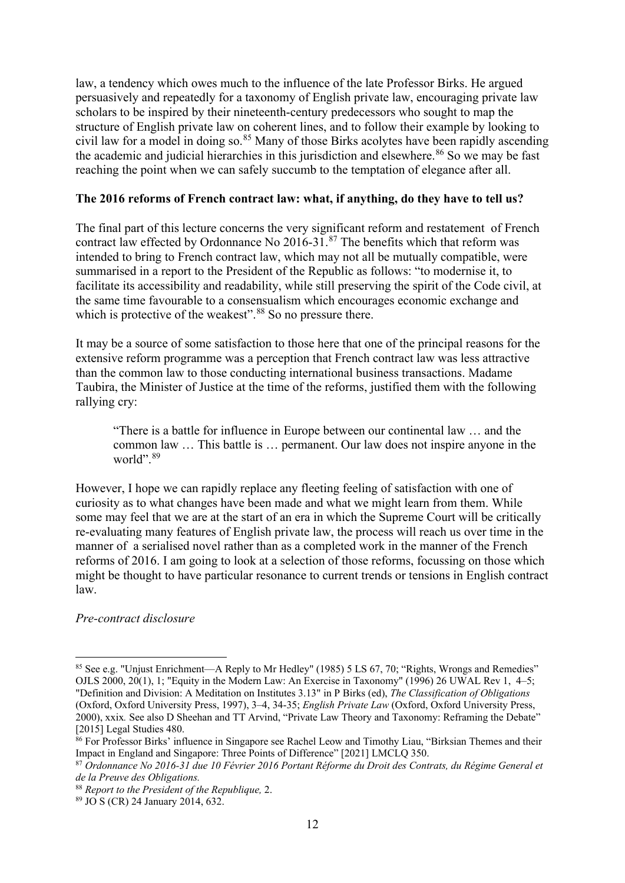law, a tendency which owes much to the influence of the late Professor Birks. He argued persuasively and repeatedly for a taxonomy of English private law, encouraging private law scholars to be inspired by their nineteenth-century predecessors who sought to map the structure of English private law on coherent lines, and to follow their example by looking to civil law for a model in doing so.[85] Many of those Birks acolytes have been rapidly ascending the academic and judicial hierarchies in this jurisdiction and elsewhere.[86] So we may be fast reaching the point when we can safely succumb to the temptation of elegance after all.

**The 2016 reforms of French contract law: what, if anything, do they have to tell us?**

The final part of this lecture concerns the very significant reform and restatement of French contract law effected by Ordonnance No 2016-31.[87] The benefits which that reform was intended to bring to French contract law, which may not all be mutually compatible, were summarised in a report to the President of the Republic as follows: "to modernise it, to facilitate its accessibility and readability, while still preserving the spirit of the Code civil, at the same time favourable to a consensualism which encourages economic exchange and which is protective of the weakest".[88] So no pressure there.

It may be a source of some satisfaction to those here that one of the principal reasons for the extensive reform programme was a perception that French contract law was less attractive than the common law to those conducting international business transactions. Madame Taubira, the Minister of Justice at the time of the reforms, justified them with the following rallying cry:

> "There is a battle for influence in Europe between our continental law … and the common law … This battle is … permanent. Our law does not inspire anyone in the world".[89]

However, I hope we can rapidly replace any fleeting feeling of satisfaction with one of curiosity as to what changes have been made and what we might learn from them. While some may feel that we are at the start of an era in which the Supreme Court will be critically re-evaluating many features of English private law, the process will reach us over time in the manner of a serialised novel rather than as a completed work in the manner of the French reforms of 2016. I am going to look at a selection of those reforms, focussing on those which might be thought to have particular resonance to current trends or tensions in English contract law.

*Pre-contract disclosure*

---

[85] See e.g. "Unjust Enrichment—A Reply to Mr Hedley" (1985) 5 LS 67, 70; "Rights, Wrongs and Remedies" OJLS 2000, 20(1), 1; "Equity in the Modern Law: An Exercise in Taxonomy" (1996) 26 UWAL Rev 1, 4–5; "Definition and Division: A Meditation on Institutes 3.13" in P Birks (ed), *The Classification of Obligations* (Oxford, Oxford University Press, 1997), 3–4, 34-35; *English Private Law* (Oxford, Oxford University Press, 2000), xxix. See also D Sheehan and TT Arvind, "Private Law Theory and Taxonomy: Reframing the Debate" [2015] Legal Studies 480.

[86] For Professor Birks' influence in Singapore see Rachel Leow and Timothy Liau, "Birksian Themes and their Impact in England and Singapore: Three Points of Difference" [2021] LMCLQ 350.

[87] *Ordonnance No 2016-31 due 10 Février 2016 Portant Réforme du Droit des Contrats, du Régime General et de la Preuve des Obligations.*

[88] *Report to the President of the Republique,* 2.

[89] JO S (CR) 24 January 2014, 632.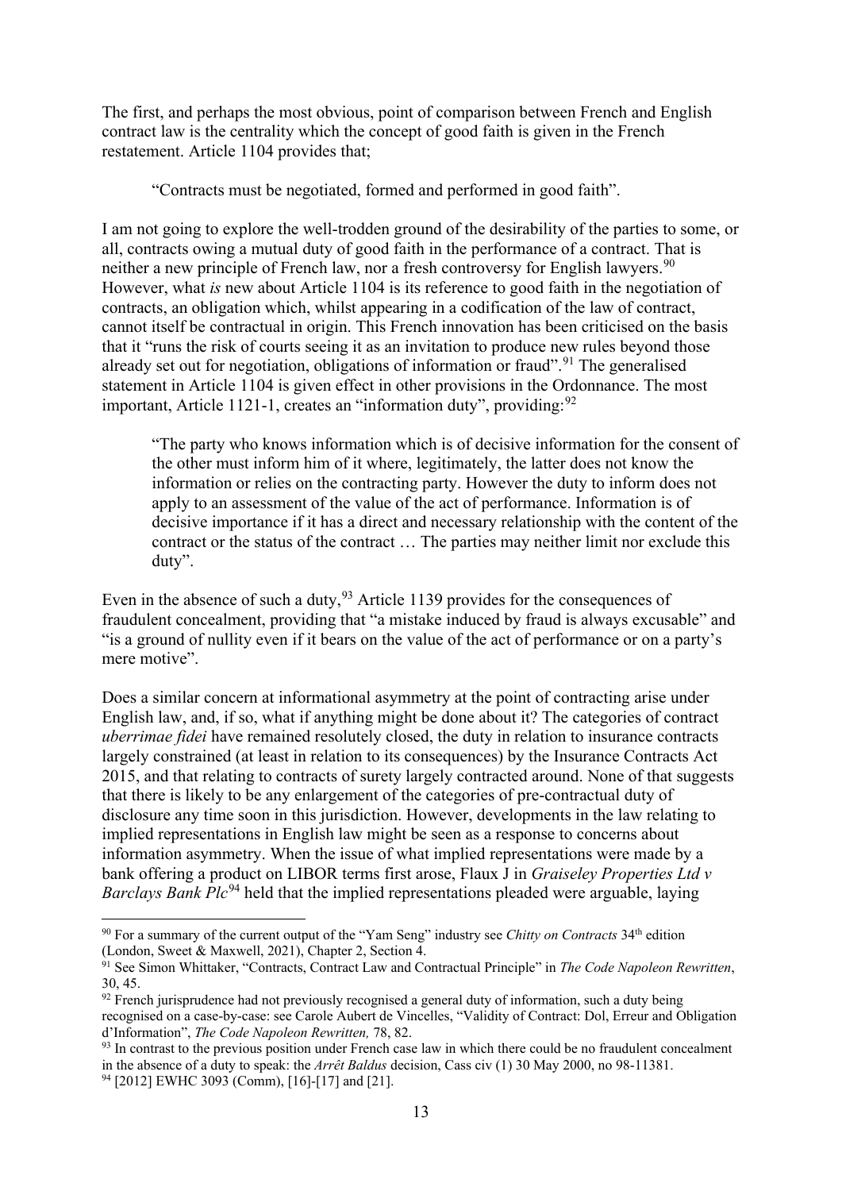The first, and perhaps the most obvious, point of comparison between French and English contract law is the centrality which the concept of good faith is given in the French restatement. Article 1104 provides that;

> "Contracts must be negotiated, formed and performed in good faith".

I am not going to explore the well-trodden ground of the desirability of the parties to some, or all, contracts owing a mutual duty of good faith in the performance of a contract. That is neither a new principle of French law, nor a fresh controversy for English lawyers.[90] However, what *is* new about Article 1104 is its reference to good faith in the negotiation of contracts, an obligation which, whilst appearing in a codification of the law of contract, cannot itself be contractual in origin. This French innovation has been criticised on the basis that it "runs the risk of courts seeing it as an invitation to produce new rules beyond those already set out for negotiation, obligations of information or fraud".[91] The generalised statement in Article 1104 is given effect in other provisions in the Ordonnance. The most important, Article 1121-1, creates an "information duty", providing:[92]

> "The party who knows information which is of decisive information for the consent of the other must inform him of it where, legitimately, the latter does not know the information or relies on the contracting party. However the duty to inform does not apply to an assessment of the value of the act of performance. Information is of decisive importance if it has a direct and necessary relationship with the content of the contract or the status of the contract … The parties may neither limit nor exclude this duty".

Even in the absence of such a duty,[93] Article 1139 provides for the consequences of fraudulent concealment, providing that "a mistake induced by fraud is always excusable" and "is a ground of nullity even if it bears on the value of the act of performance or on a party's mere motive".

Does a similar concern at informational asymmetry at the point of contracting arise under English law, and, if so, what if anything might be done about it? The categories of contract *uberrimae fidei* have remained resolutely closed, the duty in relation to insurance contracts largely constrained (at least in relation to its consequences) by the Insurance Contracts Act 2015, and that relating to contracts of surety largely contracted around. None of that suggests that there is likely to be any enlargement of the categories of pre-contractual duty of disclosure any time soon in this jurisdiction. However, developments in the law relating to implied representations in English law might be seen as a response to concerns about information asymmetry. When the issue of what implied representations were made by a bank offering a product on LIBOR terms first arose, Flaux J in *Graiseley Properties Ltd v Barclays Bank Plc*[94] held that the implied representations pleaded were arguable, laying

---

[90] For a summary of the current output of the "Yam Seng" industry see *Chitty on Contracts* 34th edition (London, Sweet & Maxwell, 2021), Chapter 2, Section 4.

[91] See Simon Whittaker, "Contracts, Contract Law and Contractual Principle" in *The Code Napoleon Rewritten*, 30, 45.

[92] French jurisprudence had not previously recognised a general duty of information, such a duty being recognised on a case-by-case: see Carole Aubert de Vincelles, "Validity of Contract: Dol, Erreur and Obligation d'Information", *The Code Napoleon Rewritten,* 78, 82.

[93] In contrast to the previous position under French case law in which there could be no fraudulent concealment in the absence of a duty to speak: the *Arrêt Baldus* decision, Cass civ (1) 30 May 2000, no 98-11381.

[94] [2012] EWHC 3093 (Comm), [16]-[17] and [21].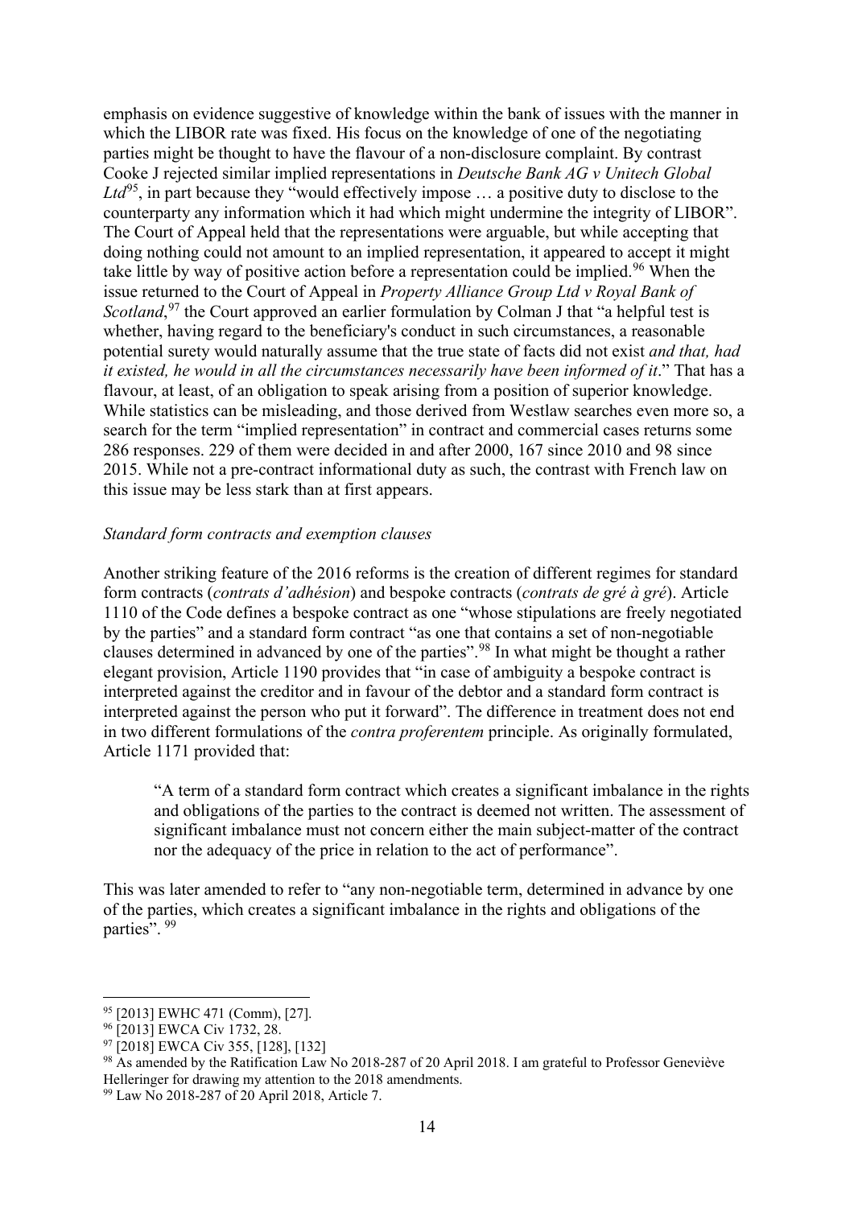emphasis on evidence suggestive of knowledge within the bank of issues with the manner in which the LIBOR rate was fixed. His focus on the knowledge of one of the negotiating parties might be thought to have the flavour of a non-disclosure complaint. By contrast Cooke J rejected similar implied representations in *Deutsche Bank AG v Unitech Global Ltd*[95], in part because they "would effectively impose … a positive duty to disclose to the counterparty any information which it had which might undermine the integrity of LIBOR". The Court of Appeal held that the representations were arguable, but while accepting that doing nothing could not amount to an implied representation, it appeared to accept it might take little by way of positive action before a representation could be implied.[96] When the issue returned to the Court of Appeal in *Property Alliance Group Ltd v Royal Bank of Scotland*,[97] the Court approved an earlier formulation by Colman J that "a helpful test is whether, having regard to the beneficiary's conduct in such circumstances, a reasonable potential surety would naturally assume that the true state of facts did not exist *and that, had it existed, he would in all the circumstances necessarily have been informed of it*." That has a flavour, at least, of an obligation to speak arising from a position of superior knowledge. While statistics can be misleading, and those derived from Westlaw searches even more so, a search for the term "implied representation" in contract and commercial cases returns some 286 responses. 229 of them were decided in and after 2000, 167 since 2010 and 98 since 2015. While not a pre-contract informational duty as such, the contrast with French law on this issue may be less stark than at first appears.

*Standard form contracts and exemption clauses*

Another striking feature of the 2016 reforms is the creation of different regimes for standard form contracts (*contrats d'adhésion*) and bespoke contracts (*contrats de gré à gré*). Article 1110 of the Code defines a bespoke contract as one "whose stipulations are freely negotiated by the parties" and a standard form contract "as one that contains a set of non-negotiable clauses determined in advanced by one of the parties".[98] In what might be thought a rather elegant provision, Article 1190 provides that "in case of ambiguity a bespoke contract is interpreted against the creditor and in favour of the debtor and a standard form contract is interpreted against the person who put it forward". The difference in treatment does not end in two different formulations of the *contra proferentem* principle. As originally formulated, Article 1171 provided that:

> "A term of a standard form contract which creates a significant imbalance in the rights and obligations of the parties to the contract is deemed not written. The assessment of significant imbalance must not concern either the main subject-matter of the contract nor the adequacy of the price in relation to the act of performance".

This was later amended to refer to "any non-negotiable term, determined in advance by one of the parties, which creates a significant imbalance in the rights and obligations of the parties". [99]

---

[95] [2013] EWHC 471 (Comm), [27].

[96] [2013] EWCA Civ 1732, 28.

[97] [2018] EWCA Civ 355, [128], [132]

[98] As amended by the Ratification Law No 2018-287 of 20 April 2018. I am grateful to Professor Geneviève Helleringer for drawing my attention to the 2018 amendments.

[99] Law No 2018-287 of 20 April 2018, Article 7.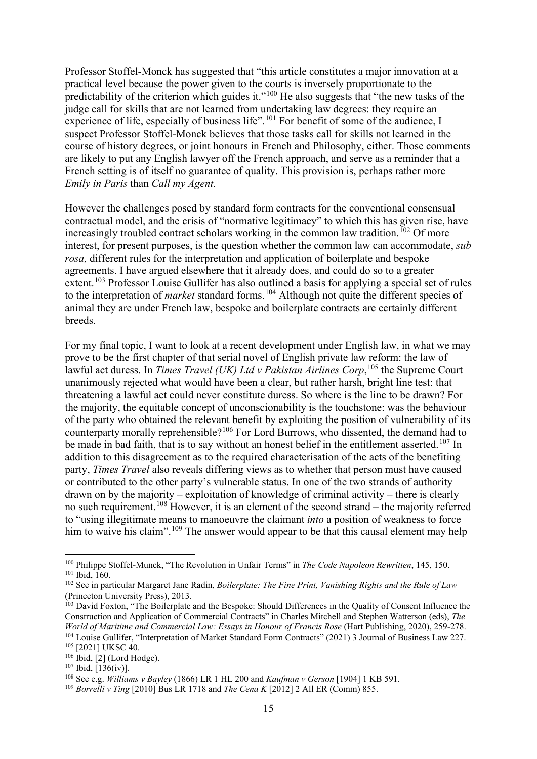Professor Stoffel-Monck has suggested that "this article constitutes a major innovation at a practical level because the power given to the courts is inversely proportionate to the predictability of the criterion which guides it."[100] He also suggests that "the new tasks of the judge call for skills that are not learned from undertaking law degrees: they require an experience of life, especially of business life".[101] For benefit of some of the audience, I suspect Professor Stoffel-Monck believes that those tasks call for skills not learned in the course of history degrees, or joint honours in French and Philosophy, either. Those comments are likely to put any English lawyer off the French approach, and serve as a reminder that a French setting is of itself no guarantee of quality. This provision is, perhaps rather more *Emily in Paris* than *Call my Agent.*

However the challenges posed by standard form contracts for the conventional consensual contractual model, and the crisis of "normative legitimacy" to which this has given rise, have increasingly troubled contract scholars working in the common law tradition.[102] Of more interest, for present purposes, is the question whether the common law can accommodate, *sub rosa,* different rules for the interpretation and application of boilerplate and bespoke agreements. I have argued elsewhere that it already does, and could do so to a greater extent.[103] Professor Louise Gullifer has also outlined a basis for applying a special set of rules to the interpretation of *market* standard forms.[104] Although not quite the different species of animal they are under French law, bespoke and boilerplate contracts are certainly different breeds.

For my final topic, I want to look at a recent development under English law, in what we may prove to be the first chapter of that serial novel of English private law reform: the law of lawful act duress. In *Times Travel (UK) Ltd v Pakistan Airlines Corp*,[105] the Supreme Court unanimously rejected what would have been a clear, but rather harsh, bright line test: that threatening a lawful act could never constitute duress. So where is the line to be drawn? For the majority, the equitable concept of unconscionability is the touchstone: was the behaviour of the party who obtained the relevant benefit by exploiting the position of vulnerability of its counterparty morally reprehensible?[106] For Lord Burrows, who dissented, the demand had to be made in bad faith, that is to say without an honest belief in the entitlement asserted.[107] In addition to this disagreement as to the required characterisation of the acts of the benefiting party, *Times Travel* also reveals differing views as to whether that person must have caused or contributed to the other party's vulnerable status. In one of the two strands of authority drawn on by the majority – exploitation of knowledge of criminal activity – there is clearly no such requirement.[108] However, it is an element of the second strand – the majority referred to "using illegitimate means to manoeuvre the claimant *into* a position of weakness to force him to waive his claim".[109] The answer would appear to be that this causal element may help

---

[100] Philippe Stoffel-Munck, "The Revolution in Unfair Terms" in *The Code Napoleon Rewritten*, 145, 150.

[101] Ibid, 160.

[102] See in particular Margaret Jane Radin, *Boilerplate: The Fine Print, Vanishing Rights and the Rule of Law* (Princeton University Press), 2013.

[103] David Foxton, "The Boilerplate and the Bespoke: Should Differences in the Quality of Consent Influence the Construction and Application of Commercial Contracts" in Charles Mitchell and Stephen Watterson (eds), *The World of Maritime and Commercial Law: Essays in Honour of Francis Rose* (Hart Publishing, 2020), 259-278.

[104] Louise Gullifer, "Interpretation of Market Standard Form Contracts" (2021) 3 Journal of Business Law 227.

[105] [2021] UKSC 40.

[106] Ibid, [2] (Lord Hodge).

[107] Ibid, [136(iv)].

[108] See e.g. *Williams v Bayley* (1866) LR 1 HL 200 and *Kaufman v Gerson* [1904] 1 KB 591.

[109] *Borrelli v Ting* [2010] Bus LR 1718 and *The Cena K* [2012] 2 All ER (Comm) 855.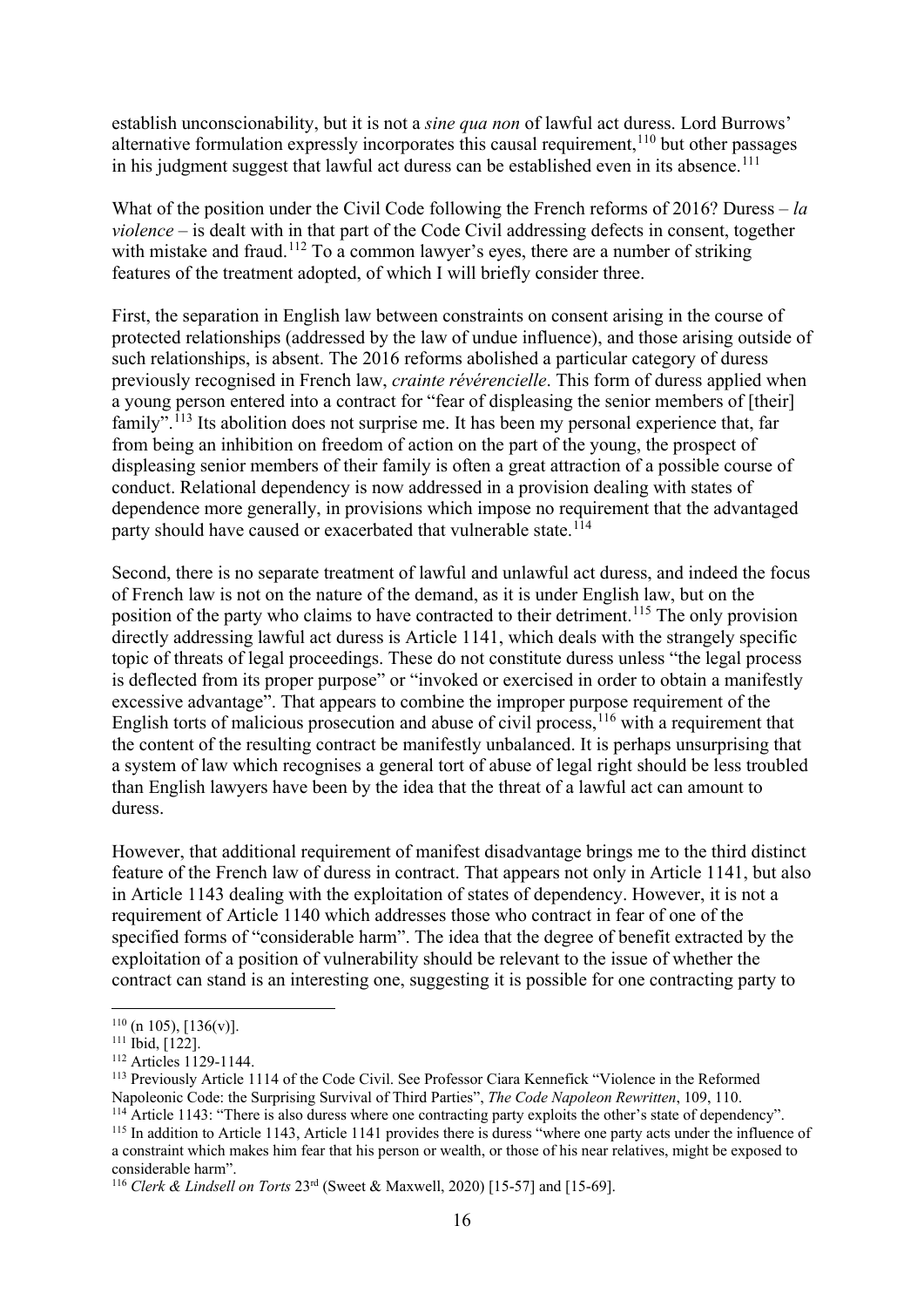establish unconscionability, but it is not a *sine qua non* of lawful act duress. Lord Burrows' alternative formulation expressly incorporates this causal requirement,[110] but other passages in his judgment suggest that lawful act duress can be established even in its absence.[111]

What of the position under the Civil Code following the French reforms of 2016? Duress – *la violence* – is dealt with in that part of the Code Civil addressing defects in consent, together with mistake and fraud.[112] To a common lawyer's eyes, there are a number of striking features of the treatment adopted, of which I will briefly consider three.

First, the separation in English law between constraints on consent arising in the course of protected relationships (addressed by the law of undue influence), and those arising outside of such relationships, is absent. The 2016 reforms abolished a particular category of duress previously recognised in French law, *crainte révérencielle*. This form of duress applied when a young person entered into a contract for "fear of displeasing the senior members of [their] family".[113] Its abolition does not surprise me. It has been my personal experience that, far from being an inhibition on freedom of action on the part of the young, the prospect of displeasing senior members of their family is often a great attraction of a possible course of conduct. Relational dependency is now addressed in a provision dealing with states of dependence more generally, in provisions which impose no requirement that the advantaged party should have caused or exacerbated that vulnerable state.[114]

Second, there is no separate treatment of lawful and unlawful act duress, and indeed the focus of French law is not on the nature of the demand, as it is under English law, but on the position of the party who claims to have contracted to their detriment.[115] The only provision directly addressing lawful act duress is Article 1141, which deals with the strangely specific topic of threats of legal proceedings. These do not constitute duress unless "the legal process is deflected from its proper purpose" or "invoked or exercised in order to obtain a manifestly excessive advantage". That appears to combine the improper purpose requirement of the English torts of malicious prosecution and abuse of civil process,[116] with a requirement that the content of the resulting contract be manifestly unbalanced. It is perhaps unsurprising that a system of law which recognises a general tort of abuse of legal right should be less troubled than English lawyers have been by the idea that the threat of a lawful act can amount to duress.

However, that additional requirement of manifest disadvantage brings me to the third distinct feature of the French law of duress in contract. That appears not only in Article 1141, but also in Article 1143 dealing with the exploitation of states of dependency. However, it is not a requirement of Article 1140 which addresses those who contract in fear of one of the specified forms of "considerable harm". The idea that the degree of benefit extracted by the exploitation of a position of vulnerability should be relevant to the issue of whether the contract can stand is an interesting one, suggesting it is possible for one contracting party to

---

[110] (n 105), [136(v)].

[111] Ibid, [122].

[112] Articles 1129-1144.

[113] Previously Article 1114 of the Code Civil. See Professor Ciara Kennefick "Violence in the Reformed Napoleonic Code: the Surprising Survival of Third Parties", *The Code Napoleon Rewritten*, 109, 110.

[114] Article 1143: "There is also duress where one contracting party exploits the other's state of dependency".

[115] In addition to Article 1143, Article 1141 provides there is duress "where one party acts under the influence of a constraint which makes him fear that his person or wealth, or those of his near relatives, might be exposed to considerable harm".

[116] *Clerk & Lindsell on Torts* 23rd (Sweet & Maxwell, 2020) [15-57] and [15-69].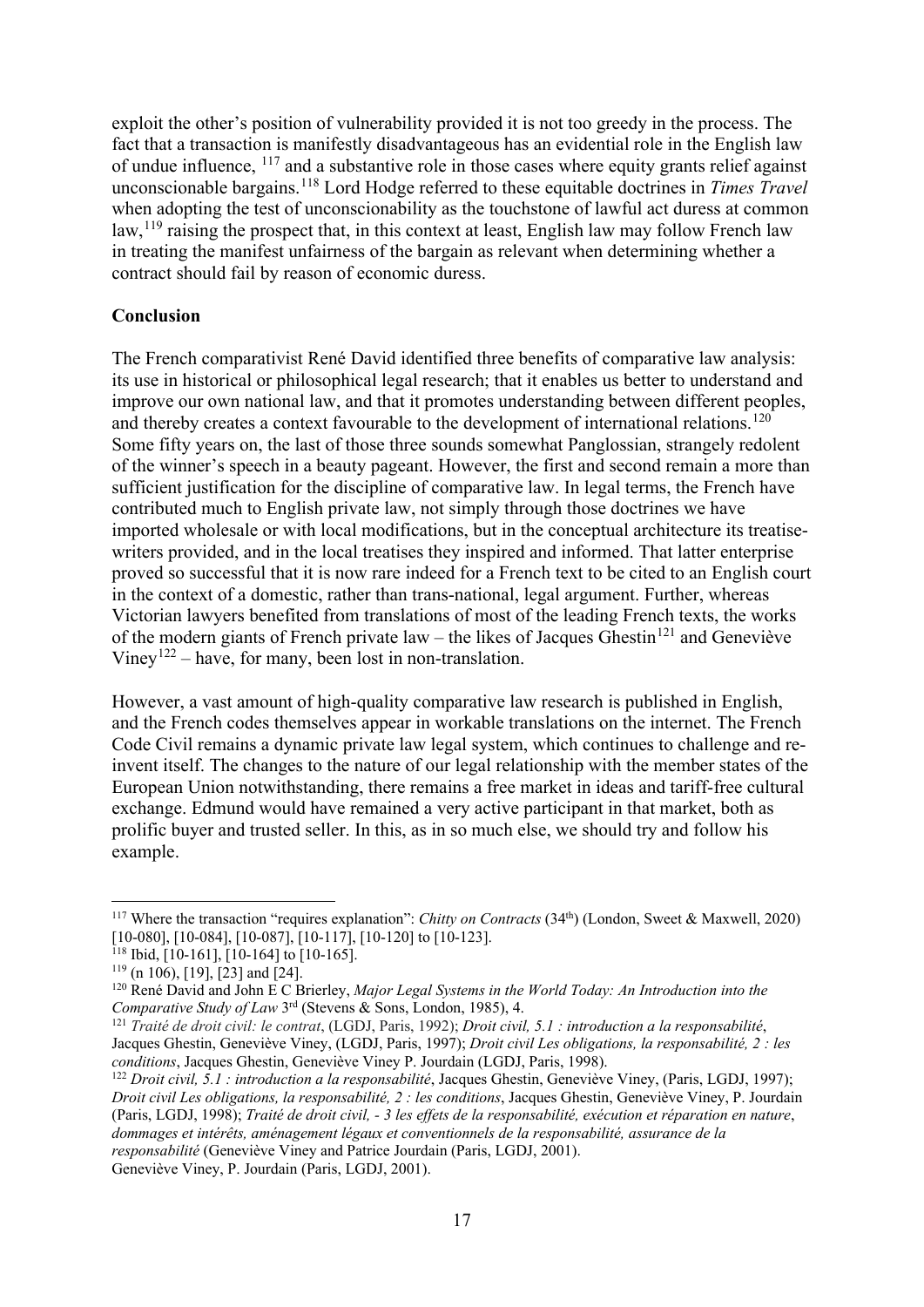exploit the other's position of vulnerability provided it is not too greedy in the process. The fact that a transaction is manifestly disadvantageous has an evidential role in the English law of undue influence, [117] and a substantive role in those cases where equity grants relief against unconscionable bargains.[118] Lord Hodge referred to these equitable doctrines in *Times Travel* when adopting the test of unconscionability as the touchstone of lawful act duress at common law,[119] raising the prospect that, in this context at least, English law may follow French law in treating the manifest unfairness of the bargain as relevant when determining whether a contract should fail by reason of economic duress.

**Conclusion**

The French comparativist René David identified three benefits of comparative law analysis: its use in historical or philosophical legal research; that it enables us better to understand and improve our own national law, and that it promotes understanding between different peoples, and thereby creates a context favourable to the development of international relations.[120] Some fifty years on, the last of those three sounds somewhat Panglossian, strangely redolent of the winner's speech in a beauty pageant. However, the first and second remain a more than sufficient justification for the discipline of comparative law. In legal terms, the French have contributed much to English private law, not simply through those doctrines we have imported wholesale or with local modifications, but in the conceptual architecture its treatise-writers provided, and in the local treatises they inspired and informed. That latter enterprise proved so successful that it is now rare indeed for a French text to be cited to an English court in the context of a domestic, rather than trans-national, legal argument. Further, whereas Victorian lawyers benefited from translations of most of the leading French texts, the works of the modern giants of French private law – the likes of Jacques Ghestin[121] and Geneviève Viney[122] – have, for many, been lost in non-translation.

However, a vast amount of high-quality comparative law research is published in English, and the French codes themselves appear in workable translations on the internet. The French Code Civil remains a dynamic private law legal system, which continues to challenge and re-invent itself. The changes to the nature of our legal relationship with the member states of the European Union notwithstanding, there remains a free market in ideas and tariff-free cultural exchange. Edmund would have remained a very active participant in that market, both as prolific buyer and trusted seller. In this, as in so much else, we should try and follow his example.

---

[117] Where the transaction "requires explanation": *Chitty on Contracts* (34th) (London, Sweet & Maxwell, 2020) [10-080], [10-084], [10-087], [10-117], [10-120] to [10-123].

[118] Ibid, [10-161], [10-164] to [10-165].

[119] (n 106), [19], [23] and [24].

[120] René David and John E C Brierley, *Major Legal Systems in the World Today: An Introduction into the Comparative Study of Law* 3rd (Stevens & Sons, London, 1985), 4.

[121] *Traité de droit civil: le contrat*, (LGDJ, Paris, 1992); *Droit civil, 5.1 : introduction a la responsabilité*, Jacques Ghestin, Geneviève Viney, (LGDJ, Paris, 1997); *Droit civil Les obligations, la responsabilité, 2 : les conditions*, Jacques Ghestin, Geneviève Viney P. Jourdain (LGDJ, Paris, 1998).

[122] *Droit civil, 5.1 : introduction a la responsabilité*, Jacques Ghestin, Geneviève Viney, (Paris, LGDJ, 1997); *Droit civil Les obligations, la responsabilité, 2 : les conditions*, Jacques Ghestin, Geneviève Viney, P. Jourdain (Paris, LGDJ, 1998); *Traité de droit civil, - 3 les effets de la responsabilité, exécution et réparation en nature, dommages et intérêts, aménagement légaux et conventionnels de la responsabilité, assurance de la responsabilité* (Geneviève Viney and Patrice Jourdain (Paris, LGDJ, 2001).
Geneviève Viney, P. Jourdain (Paris, LGDJ, 2001).